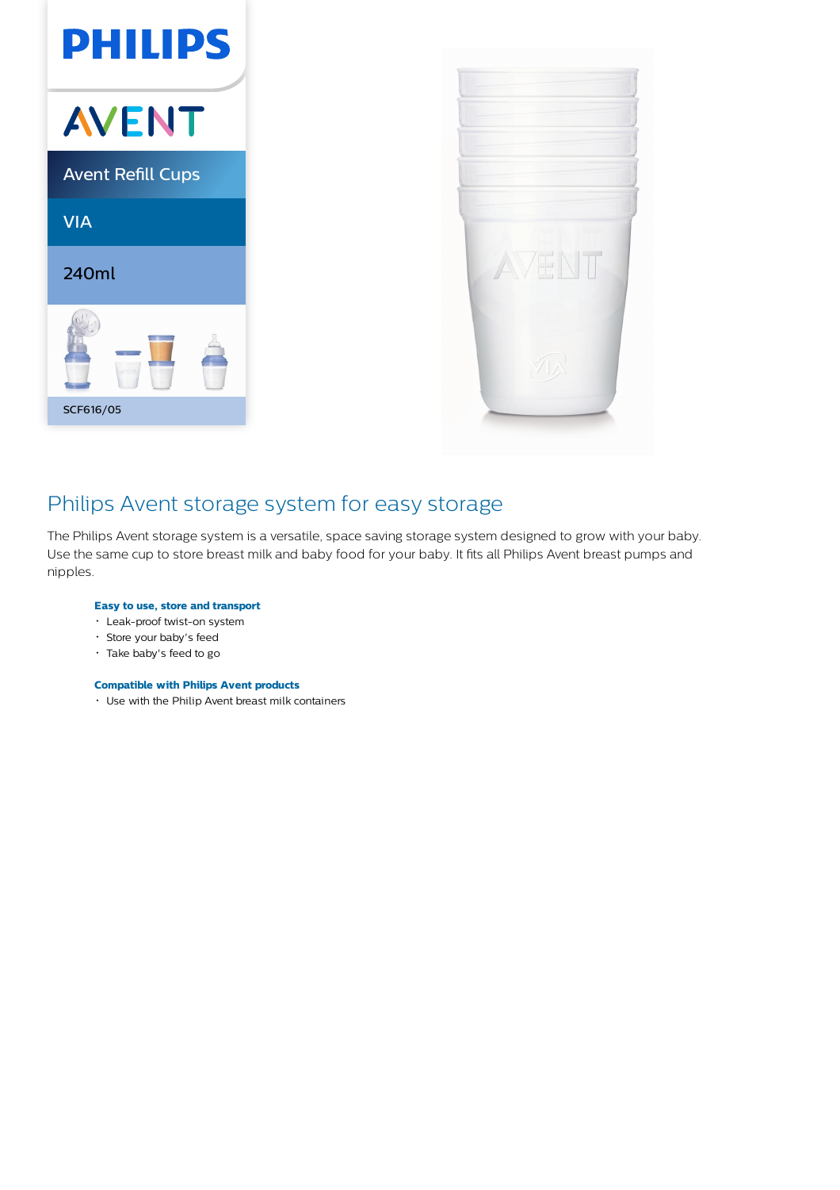PHILIPS

AVENT

Avent Refill Cups

VIA

240ml

SCF616/05

# Philips Avent storage system for easy storage

The Philips Avent storage system is a versatile, space saving storage system designed to grow with your baby. Use the same cup to store breast milk and baby food for your baby. It fits all Philips Avent breast pumps and nipples.

**Easy to use, store and transport**

- Leak-proof twist-on system
- Store your baby's feed
- Take baby's feed to go

**Compatible with Philips Avent products**

- Use with the Philip Avent breast milk containers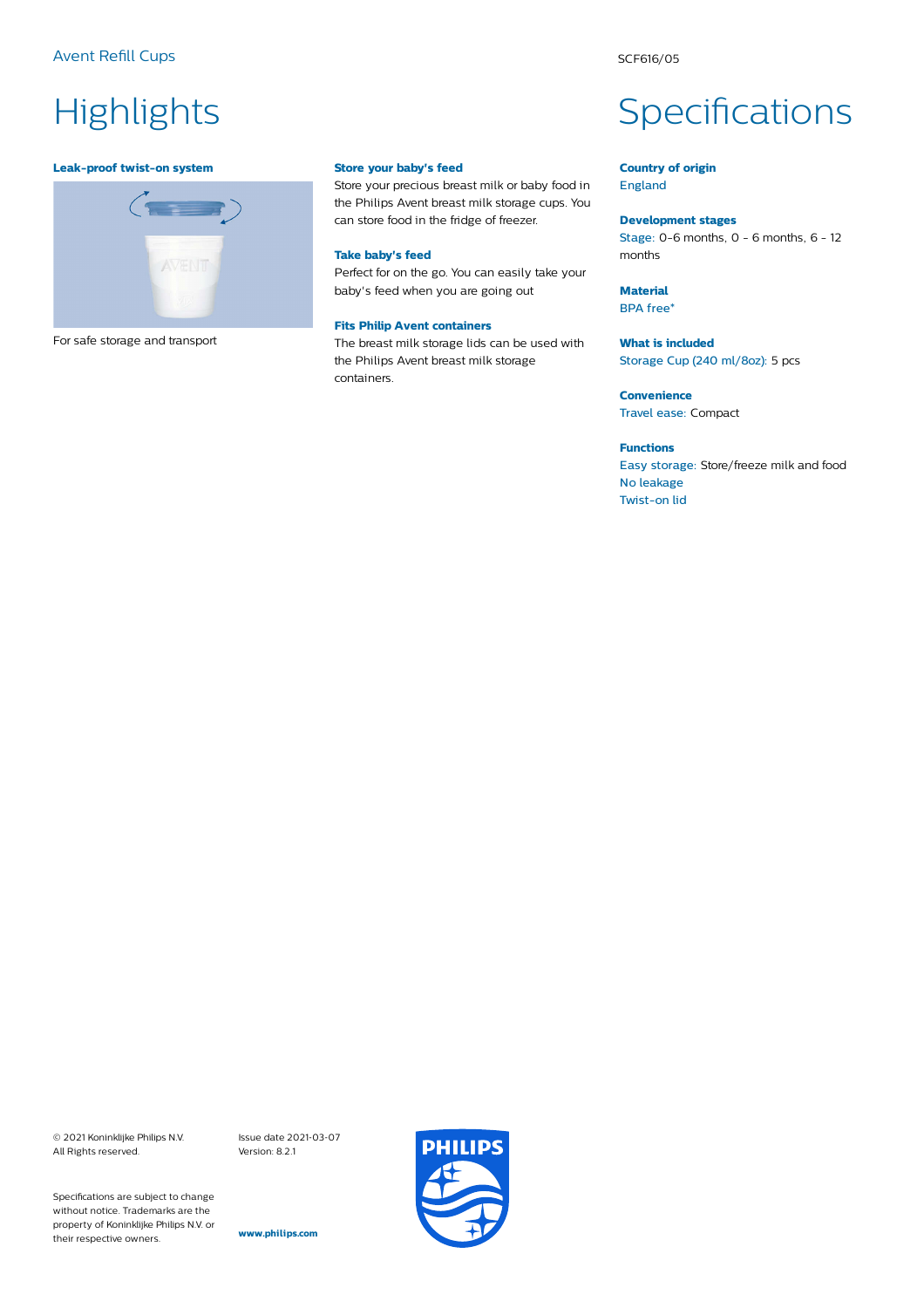Avent Refill Cups

SCF616/05

# Highlights

### Leak-proof twist-on system

For safe storage and transport

### Store your baby's feed

Store your precious breast milk or baby food in the Philips Avent breast milk storage cups. You can store food in the fridge of freezer.

### Take baby's feed

Perfect for on the go. You can easily take your baby's feed when you are going out

### Fits Philip Avent containers

The breast milk storage lids can be used with the Philips Avent breast milk storage containers.

# Specifications

### Country of origin

England

### Development stages

Stage: 0-6 months, 0 - 6 months, 6 - 12 months

### Material

BPA free*

### What is included

Storage Cup (240 ml/8oz): 5 pcs

### Convenience

Travel ease: Compact

### Functions

Easy storage: Store/freeze milk and food
No leakage
Twist-on lid

© 2021 Koninklijke Philips N.V.
All Rights reserved.

Specifications are subject to change without notice. Trademarks are the property of Koninklijke Philips N.V. or their respective owners.

Issue date 2021-03-07
Version: 8.2.1

www.philips.com